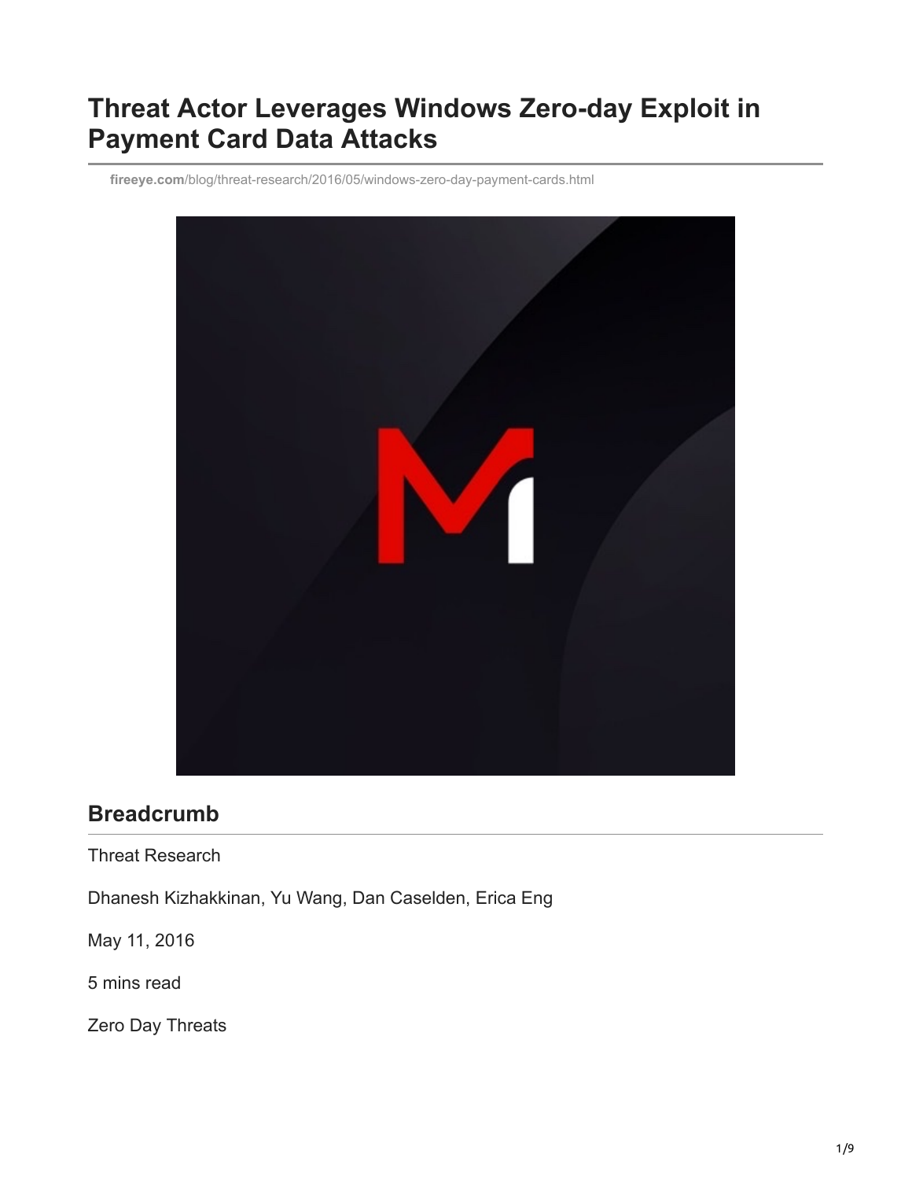# Threat Actor Leverages Windows Zero-day Exploit in Payment Card Data Attacks

fireeye.com/blog/threat-research/2016/05/windows-zero-day-payment-cards.html

## Breadcrumb

Threat Research

Dhanesh Kizhakkinan, Yu Wang, Dan Caselden, Erica Eng

May 11, 2016

5 mins read

Zero Day Threats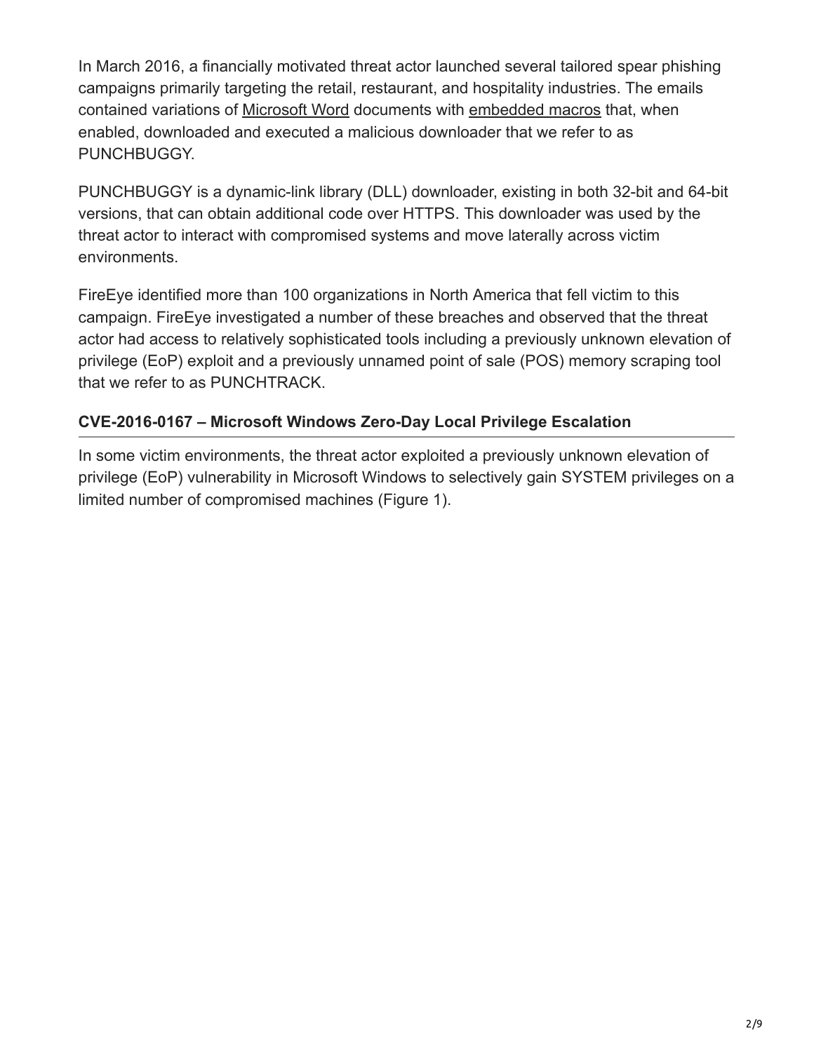In March 2016, a financially motivated threat actor launched several tailored spear phishing campaigns primarily targeting the retail, restaurant, and hospitality industries. The emails contained variations of Microsoft Word documents with embedded macros that, when enabled, downloaded and executed a malicious downloader that we refer to as PUNCHBUGGY.

PUNCHBUGGY is a dynamic-link library (DLL) downloader, existing in both 32-bit and 64-bit versions, that can obtain additional code over HTTPS. This downloader was used by the threat actor to interact with compromised systems and move laterally across victim environments.

FireEye identified more than 100 organizations in North America that fell victim to this campaign. FireEye investigated a number of these breaches and observed that the threat actor had access to relatively sophisticated tools including a previously unknown elevation of privilege (EoP) exploit and a previously unnamed point of sale (POS) memory scraping tool that we refer to as PUNCHTRACK.

### CVE-2016-0167 – Microsoft Windows Zero-Day Local Privilege Escalation

In some victim environments, the threat actor exploited a previously unknown elevation of privilege (EoP) vulnerability in Microsoft Windows to selectively gain SYSTEM privileges on a limited number of compromised machines (Figure 1).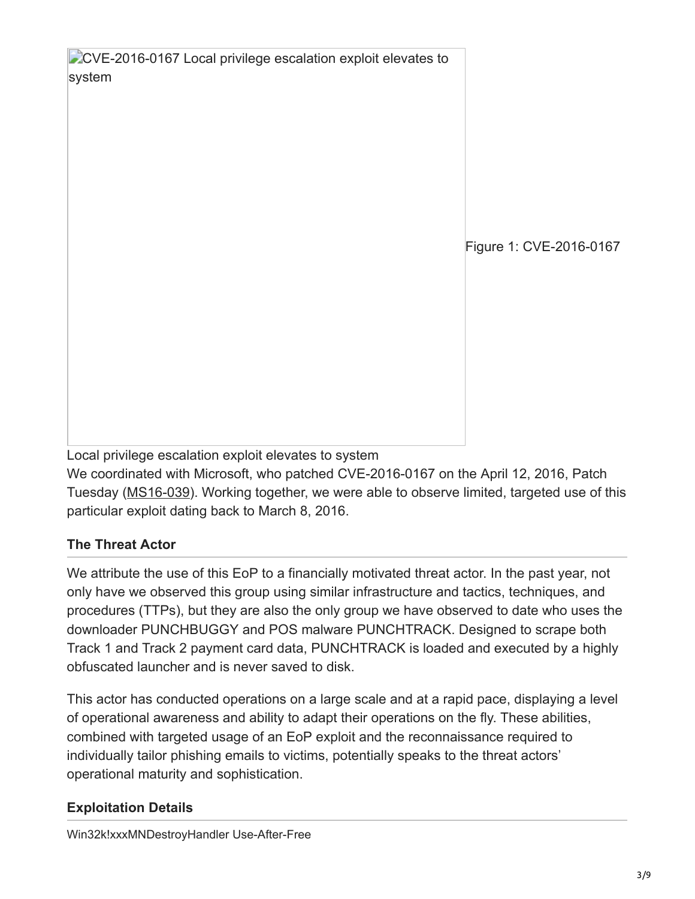CVE-2016-0167 Local privilege escalation exploit elevates to system

Figure 1: CVE-2016-0167

Local privilege escalation exploit elevates to system

We coordinated with Microsoft, who patched CVE-2016-0167 on the April 12, 2016, Patch Tuesday (MS16-039). Working together, we were able to observe limited, targeted use of this particular exploit dating back to March 8, 2016.

### The Threat Actor

We attribute the use of this EoP to a financially motivated threat actor. In the past year, not only have we observed this group using similar infrastructure and tactics, techniques, and procedures (TTPs), but they are also the only group we have observed to date who uses the downloader PUNCHBUGGY and POS malware PUNCHTRACK. Designed to scrape both Track 1 and Track 2 payment card data, PUNCHTRACK is loaded and executed by a highly obfuscated launcher and is never saved to disk.

This actor has conducted operations on a large scale and at a rapid pace, displaying a level of operational awareness and ability to adapt their operations on the fly. These abilities, combined with targeted usage of an EoP exploit and the reconnaissance required to individually tailor phishing emails to victims, potentially speaks to the threat actors' operational maturity and sophistication.

### Exploitation Details

Win32k!xxxMNDestroyHandler Use-After-Free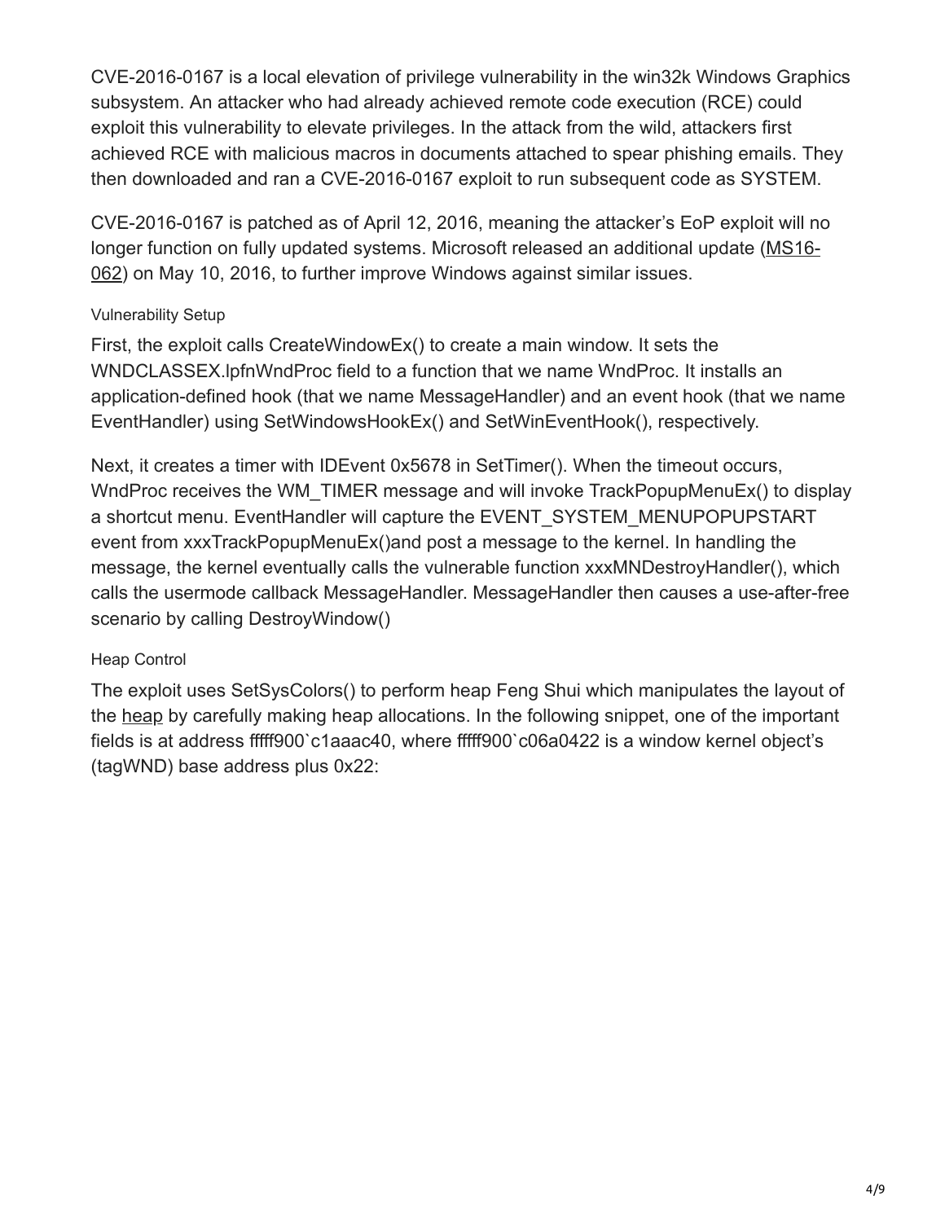CVE-2016-0167 is a local elevation of privilege vulnerability in the win32k Windows Graphics subsystem. An attacker who had already achieved remote code execution (RCE) could exploit this vulnerability to elevate privileges. In the attack from the wild, attackers first achieved RCE with malicious macros in documents attached to spear phishing emails. They then downloaded and ran a CVE-2016-0167 exploit to run subsequent code as SYSTEM.

CVE-2016-0167 is patched as of April 12, 2016, meaning the attacker's EoP exploit will no longer function on fully updated systems. Microsoft released an additional update (MS16-062) on May 10, 2016, to further improve Windows against similar issues.

### Vulnerability Setup

First, the exploit calls CreateWindowEx() to create a main window. It sets the WNDCLASSEX.lpfnWndProc field to a function that we name WndProc. It installs an application-defined hook (that we name MessageHandler) and an event hook (that we name EventHandler) using SetWindowsHookEx() and SetWinEventHook(), respectively.

Next, it creates a timer with IDEvent 0x5678 in SetTimer(). When the timeout occurs, WndProc receives the WM_TIMER message and will invoke TrackPopupMenuEx() to display a shortcut menu. EventHandler will capture the EVENT_SYSTEM_MENUPOPUPSTART event from xxxTrackPopupMenuEx()and post a message to the kernel. In handling the message, the kernel eventually calls the vulnerable function xxxMNDestroyHandler(), which calls the usermode callback MessageHandler. MessageHandler then causes a use-after-free scenario by calling DestroyWindow()

### Heap Control

The exploit uses SetSysColors() to perform heap Feng Shui which manipulates the layout of the heap by carefully making heap allocations. In the following snippet, one of the important fields is at address fffff900`c1aaac40, where fffff900`c06a0422 is a window kernel object's (tagWND) base address plus 0x22: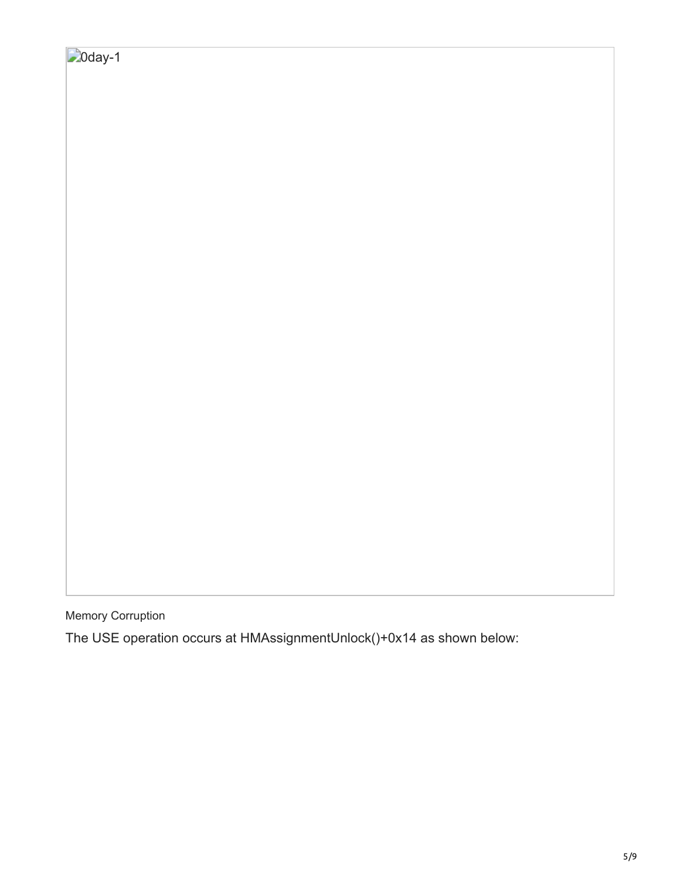0day-1

Memory Corruption

The USE operation occurs at HMAssignmentUnlock()+0x14 as shown below: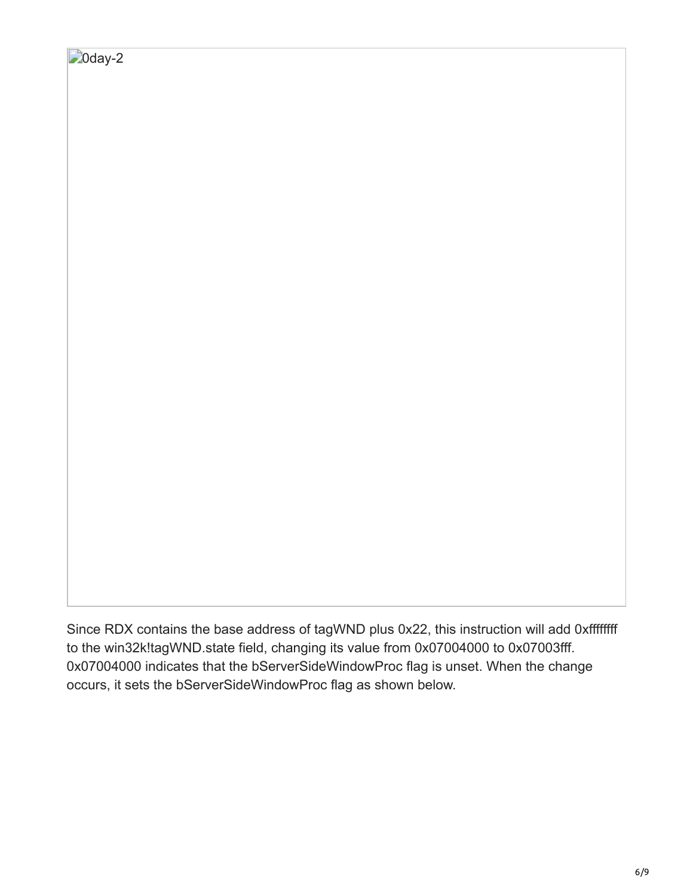0day-2

Since RDX contains the base address of tagWND plus 0x22, this instruction will add 0xffffffff to the win32k!tagWND.state field, changing its value from 0x07004000 to 0x07003fff. 0x07004000 indicates that the bServerSideWindowProc flag is unset. When the change occurs, it sets the bServerSideWindowProc flag as shown below.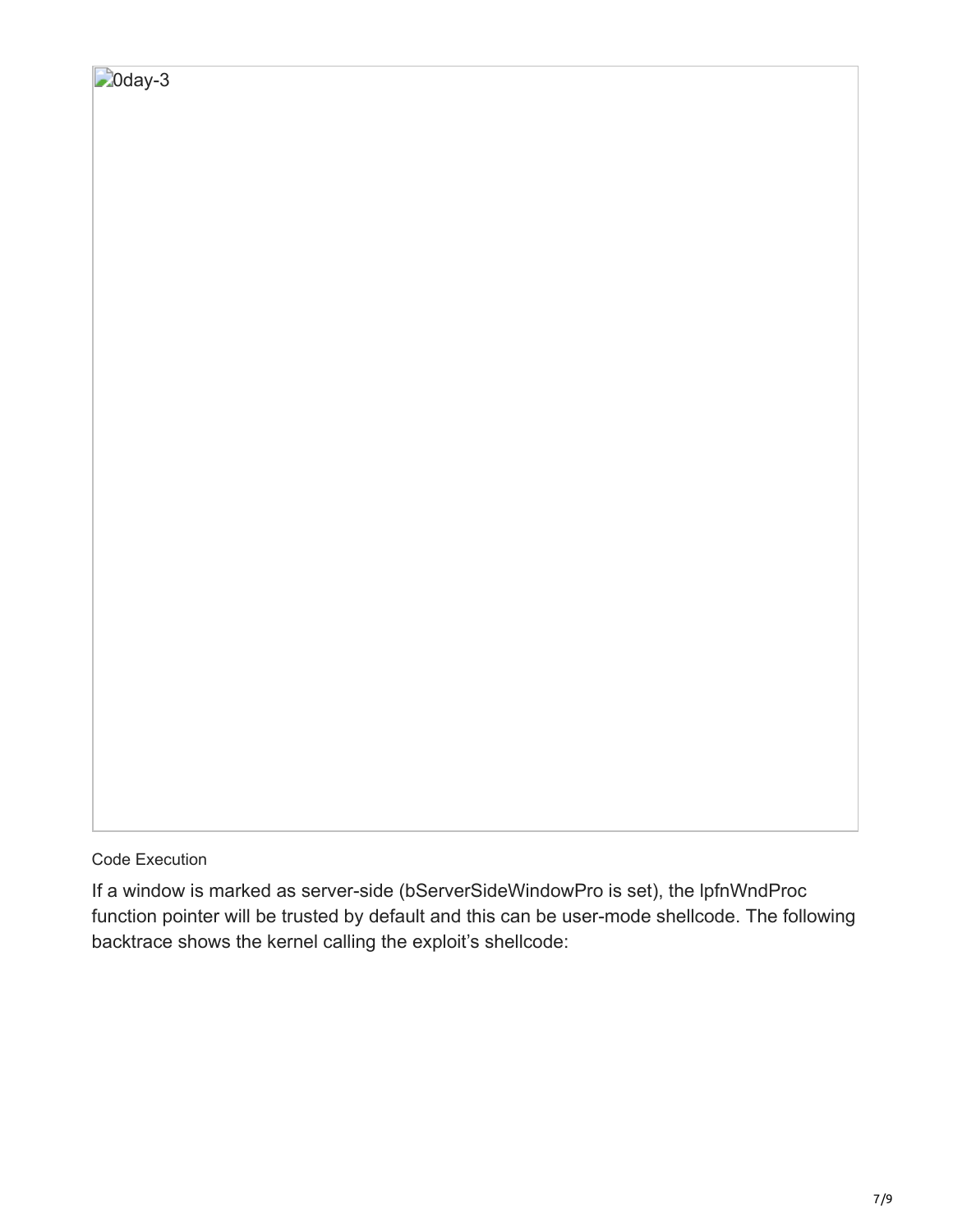0day-3

Code Execution

If a window is marked as server-side (bServerSideWindowPro is set), the lpfnWndProc function pointer will be trusted by default and this can be user-mode shellcode. The following backtrace shows the kernel calling the exploit's shellcode: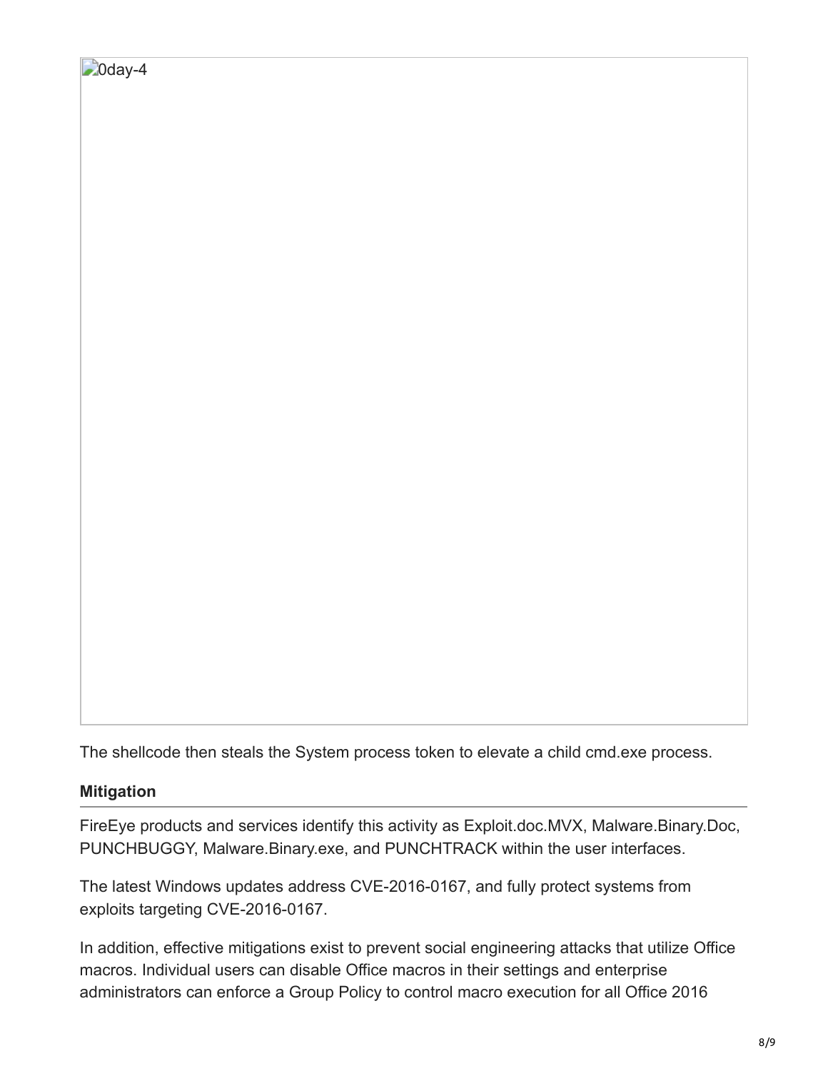0day-4

The shellcode then steals the System process token to elevate a child cmd.exe process.

### Mitigation

FireEye products and services identify this activity as Exploit.doc.MVX, Malware.Binary.Doc, PUNCHBUGGY, Malware.Binary.exe, and PUNCHTRACK within the user interfaces.

The latest Windows updates address CVE-2016-0167, and fully protect systems from exploits targeting CVE-2016-0167.

In addition, effective mitigations exist to prevent social engineering attacks that utilize Office macros. Individual users can disable Office macros in their settings and enterprise administrators can enforce a Group Policy to control macro execution for all Office 2016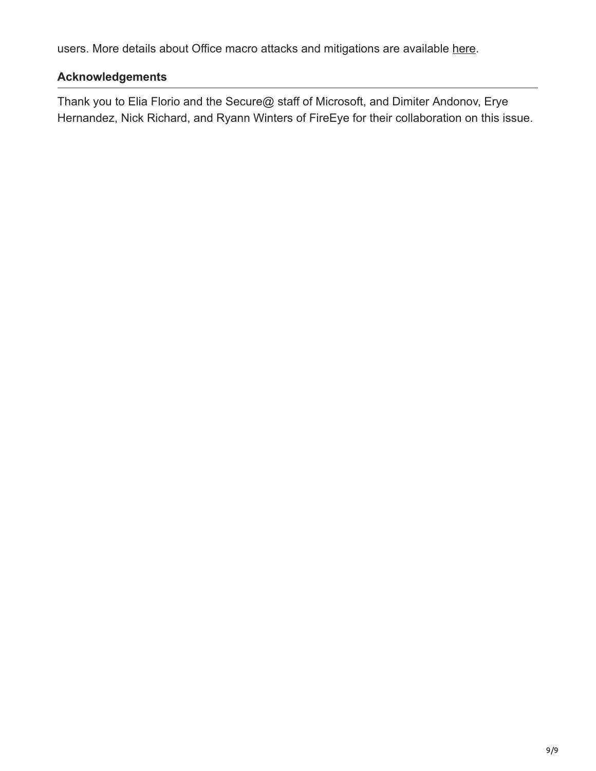users. More details about Office macro attacks and mitigations are available here.

### Acknowledgements

Thank you to Elia Florio and the Secure@ staff of Microsoft, and Dimiter Andonov, Erye Hernandez, Nick Richard, and Ryann Winters of FireEye for their collaboration on this issue.